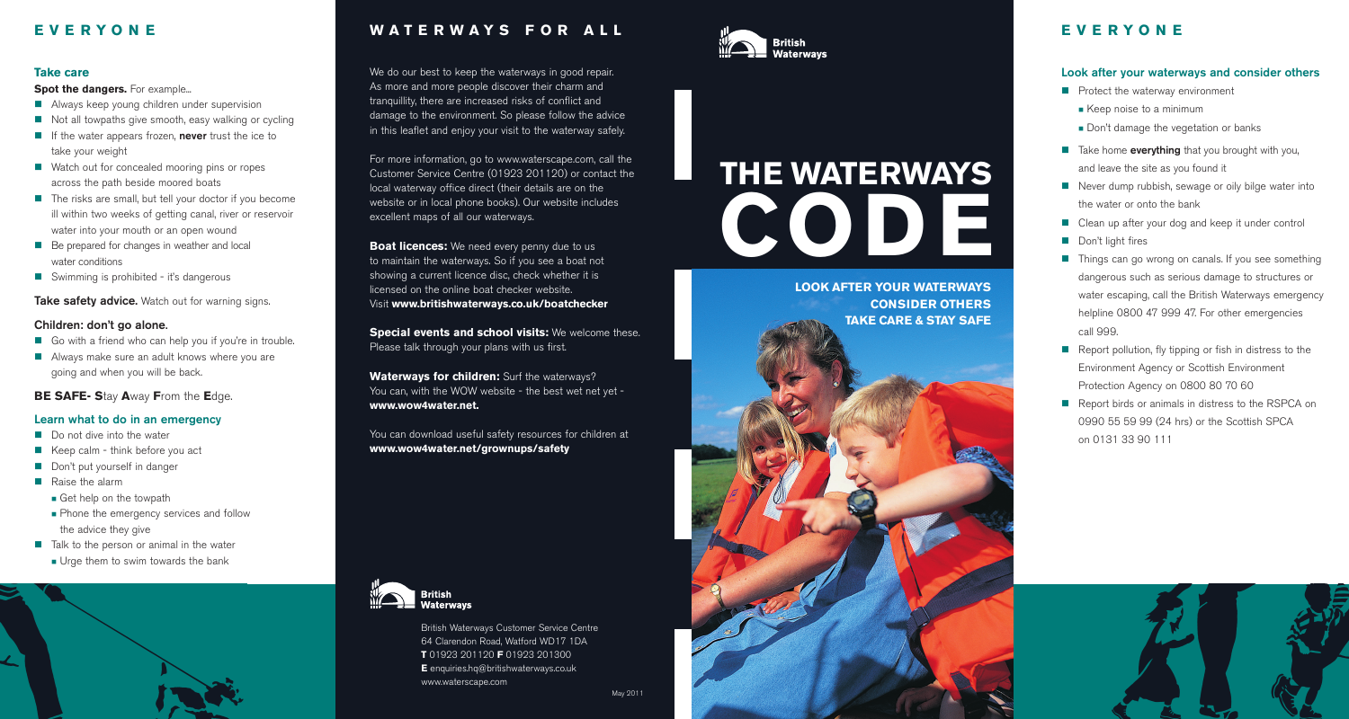# EVERYONE

### Take care

**Spot the dangers.** For example...

- Always keep young children under supervision
- Not all towpaths give smooth, easy walking or cycling
- If the water appears frozen, **never** trust the ice to take your weight
- Watch out for concealed mooring pins or ropes across the path beside moored boats
- The risks are small, but tell your doctor if you become ill within two weeks of getting canal, river or reservoir water into your mouth or an open wound
- Be prepared for changes in weather and local water conditions
- Swimming is prohibited - it's dangerous

**Take safety advice.** Watch out for warning signs.

### Children: don't go alone.

- Go with a friend who can help you if you're in trouble.
- Always make sure an adult knows where you are going and when you will be back.

**BE SAFE- S**tay **A**way **F**rom the **E**dge.

### Learn what to do in an emergency

- Do not dive into the water
- Keep calm - think before you act
- Don't put yourself in danger
- Raise the alarm
  - Get help on the towpath
  - Phone the emergency services and follow the advice they give
- Talk to the person or animal in the water
  - Urge them to swim towards the bank

# WATERWAYS FOR ALL

We do our best to keep the waterways in good repair. As more and more people discover their charm and tranquillity, there are increased risks of conflict and damage to the environment. So please follow the advice in this leaflet and enjoy your visit to the waterway safely.

For more information, go to www.waterscape.com, call the Customer Service Centre (01923 201120) or contact the local waterway office direct (their details are on the website or in local phone books). Our website includes excellent maps of all our waterways.

**Boat licences:** We need every penny due to us to maintain the waterways. So if you see a boat not showing a current licence disc, check whether it is licensed on the online boat checker website. Visit **www.britishwaterways.co.uk/boatchecker**

**Special events and school visits:** We welcome these. Please talk through your plans with us first.

**Waterways for children:** Surf the waterways? You can, with the WOW website - the best wet net yet - **www.wow4water.net.**

You can download useful safety resources for children at **www.wow4water.net/grownups/safety**

British Waterways

British Waterways Customer Service Centre
64 Clarendon Road, Watford WD17 1DA
**T** 01923 201120 **F** 01923 201300
**E** enquiries.hq@britishwaterways.co.uk
www.waterscape.com

May 2011

British Waterways

# THE WATERWAYS CODE

**LOOK AFTER YOUR WATERWAYS**
**CONSIDER OTHERS**
**TAKE CARE & STAY SAFE**

# EVERYONE

### Look after your waterways and consider others

- Protect the waterway environment
  - Keep noise to a minimum
  - Don't damage the vegetation or banks
- Take home **everything** that you brought with you, and leave the site as you found it
- Never dump rubbish, sewage or oily bilge water into the water or onto the bank
- Clean up after your dog and keep it under control
- Don't light fires
- Things can go wrong on canals. If you see something dangerous such as serious damage to structures or water escaping, call the British Waterways emergency helpline 0800 47 999 47. For other emergencies call 999.
- Report pollution, fly tipping or fish in distress to the Environment Agency or Scottish Environment Protection Agency on 0800 80 70 60
- Report birds or animals in distress to the RSPCA on 0990 55 59 99 (24 hrs) or the Scottish SPCA on 0131 33 90 111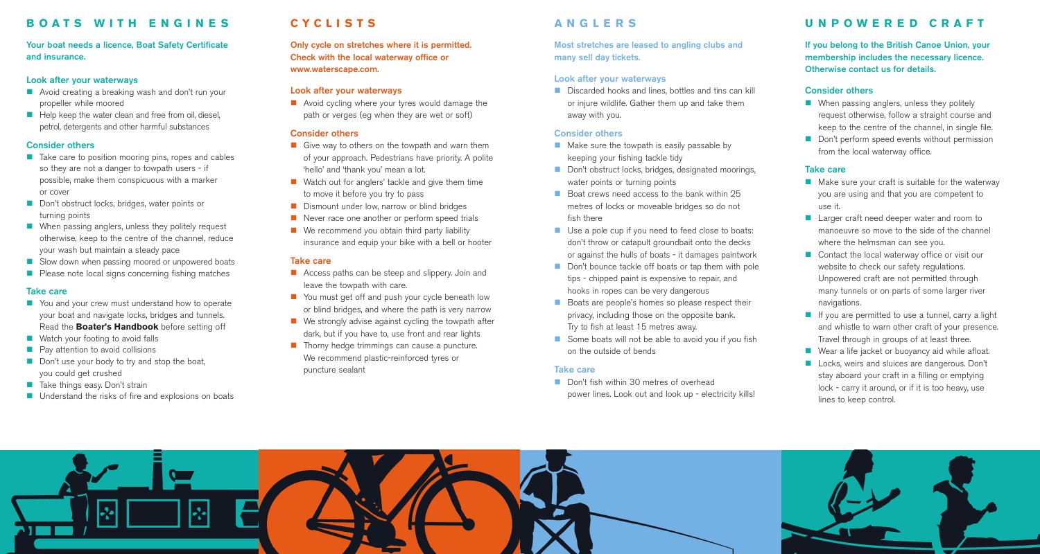## BOATS WITH ENGINES

**Your boat needs a licence, Boat Safety Certificate and insurance.**

### Look after your waterways

- Avoid creating a breaking wash and don't run your propeller while moored
- Help keep the water clean and free from oil, diesel, petrol, detergents and other harmful substances

### Consider others

- Take care to position mooring pins, ropes and cables so they are not a danger to towpath users - if possible, make them conspicuous with a marker or cover
- Don't obstruct locks, bridges, water points or turning points
- When passing anglers, unless they politely request otherwise, keep to the centre of the channel, reduce your wash but maintain a steady pace
- Slow down when passing moored or unpowered boats
- Please note local signs concerning fishing matches

### Take care

- You and your crew must understand how to operate your boat and navigate locks, bridges and tunnels. Read the **Boater's Handbook** before setting off
- Watch your footing to avoid falls
- Pay attention to avoid collisions
- Don't use your body to try and stop the boat, you could get crushed
- Take things easy. Don't strain
- Understand the risks of fire and explosions on boats

## CYCLISTS

**Only cycle on stretches where it is permitted. Check with the local waterway office or www.waterscape.com.**

### Look after your waterways

- Avoid cycling where your tyres would damage the path or verges (eg when they are wet or soft)

### Consider others

- Give way to others on the towpath and warn them of your approach. Pedestrians have priority. A polite 'hello' and 'thank you' mean a lot.
- Watch out for anglers' tackle and give them time to move it before you try to pass
- Dismount under low, narrow or blind bridges
- Never race one another or perform speed trials
- We recommend you obtain third party liability insurance and equip your bike with a bell or hooter

### Take care

- Access paths can be steep and slippery. Join and leave the towpath with care.
- You must get off and push your cycle beneath low or blind bridges, and where the path is very narrow
- We strongly advise against cycling the towpath after dark, but if you have to, use front and rear lights
- Thorny hedge trimmings can cause a puncture. We recommend plastic-reinforced tyres or puncture sealant

## ANGLERS

**Most stretches are leased to angling clubs and many sell day tickets.**

### Look after your waterways

- Discarded hooks and lines, bottles and tins can kill or injure wildlife. Gather them up and take them away with you.

### Consider others

- Make sure the towpath is easily passable by keeping your fishing tackle tidy
- Don't obstruct locks, bridges, designated moorings, water points or turning points
- Boat crews need access to the bank within 25 metres of locks or moveable bridges so do not fish there
- Use a pole cup if you need to feed close to boats: don't throw or catapult groundbait onto the decks or against the hulls of boats - it damages paintwork
- Don't bounce tackle off boats or tap them with pole tips - chipped paint is expensive to repair, and hooks in ropes can be very dangerous
- Boats are people's homes so please respect their privacy, including those on the opposite bank. Try to fish at least 15 metres away.
- Some boats will not be able to avoid you if you fish on the outside of bends

### Take care

- Don't fish within 30 metres of overhead power lines. Look out and look up - electricity kills!

## UNPOWERED CRAFT

**If you belong to the British Canoe Union, your membership includes the necessary licence. Otherwise contact us for details.**

### Consider others

- When passing anglers, unless they politely request otherwise, follow a straight course and keep to the centre of the channel, in single file.
- Don't perform speed events without permission from the local waterway office.

### Take care

- Make sure your craft is suitable for the waterway you are using and that you are competent to use it.
- Larger craft need deeper water and room to manoeuvre so move to the side of the channel where the helmsman can see you.
- Contact the local waterway office or visit our website to check our safety regulations. Unpowered craft are not permitted through many tunnels or on parts of some larger river navigations.
- If you are permitted to use a tunnel, carry a light and whistle to warn other craft of your presence. Travel through in groups of at least three.
- Wear a life jacket or buoyancy aid while afloat.
- Locks, weirs and sluices are dangerous. Don't stay aboard your craft in a filling or emptying lock - carry it around, or if it is too heavy, use lines to keep control.